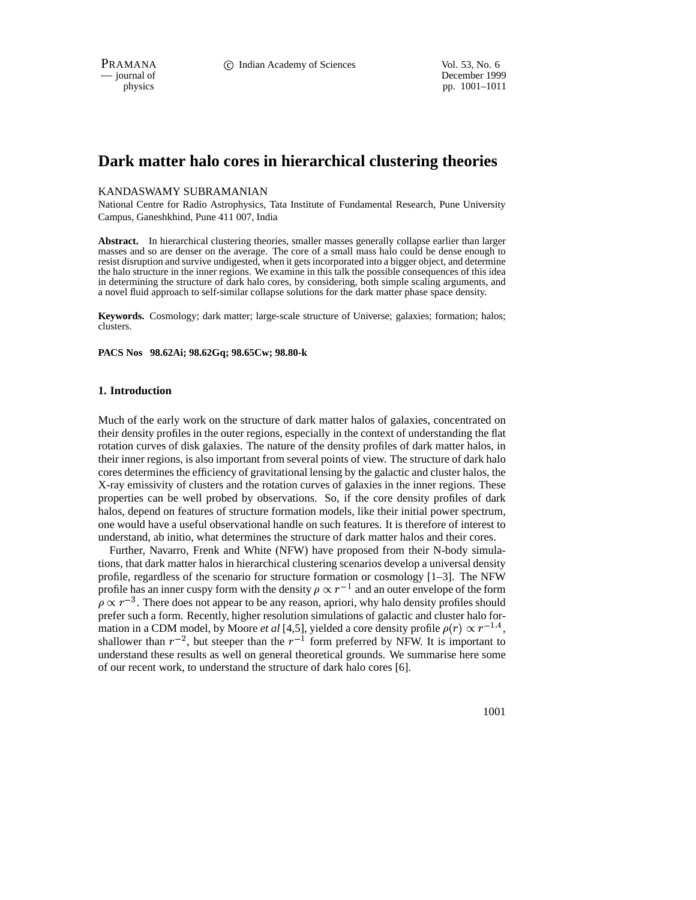# Dark matter halo cores in hierarchical clustering theories

KANDASWAMY SUBRAMANIAN

National Centre for Radio Astrophysics, Tata Institute of Fundamental Research, Pune University Campus, Ganeshkhind, Pune 411 007, India

**Abstract.** In hierarchical clustering theories, smaller masses generally collapse earlier than larger masses and so are denser on the average. The core of a small mass halo could be dense enough to resist disruption and survive undigested, when it gets incorporated into a bigger object, and determine the halo structure in the inner regions. We examine in this talk the possible consequences of this idea in determining the structure of dark halo cores, by considering, both simple scaling arguments, and a novel fluid approach to self-similar collapse solutions for the dark matter phase space density.

**Keywords.** Cosmology; dark matter; large-scale structure of Universe; galaxies; formation; halos; clusters.

**PACS Nos 98.62Ai; 98.62Gq; 98.65Cw; 98.80-k**

## 1. Introduction

Much of the early work on the structure of dark matter halos of galaxies, concentrated on their density profiles in the outer regions, especially in the context of understanding the flat rotation curves of disk galaxies. The nature of the density profiles of dark matter halos, in their inner regions, is also important from several points of view. The structure of dark halo cores determines the efficiency of gravitational lensing by the galactic and cluster halos, the X-ray emissivity of clusters and the rotation curves of galaxies in the inner regions. These properties can be well probed by observations. So, if the core density profiles of dark halos, depend on features of structure formation models, like their initial power spectrum, one would have a useful observational handle on such features. It is therefore of interest to understand, ab initio, what determines the structure of dark matter halos and their cores.

Further, Navarro, Frenk and White (NFW) have proposed from their N-body simulations, that dark matter halos in hierarchical clustering scenarios develop a universal density profile, regardless of the scenario for structure formation or cosmology [1–3]. The NFW profile has an inner cuspy form with the density $\rho \propto r^{-1}$ and an outer envelope of the form $\rho \propto r^{-3}$. There does not appear to be any reason, apriori, why halo density profiles should prefer such a form. Recently, higher resolution simulations of galactic and cluster halo formation in a CDM model, by Moore *et al* [4,5], yielded a core density profile $\rho(r) \propto r^{-1.4}$, shallower than $r^{-2}$, but steeper than the $r^{-1}$ form preferred by NFW. It is important to understand these results as well on general theoretical grounds. We summarise here some of our recent work, to understand the structure of dark halo cores [6].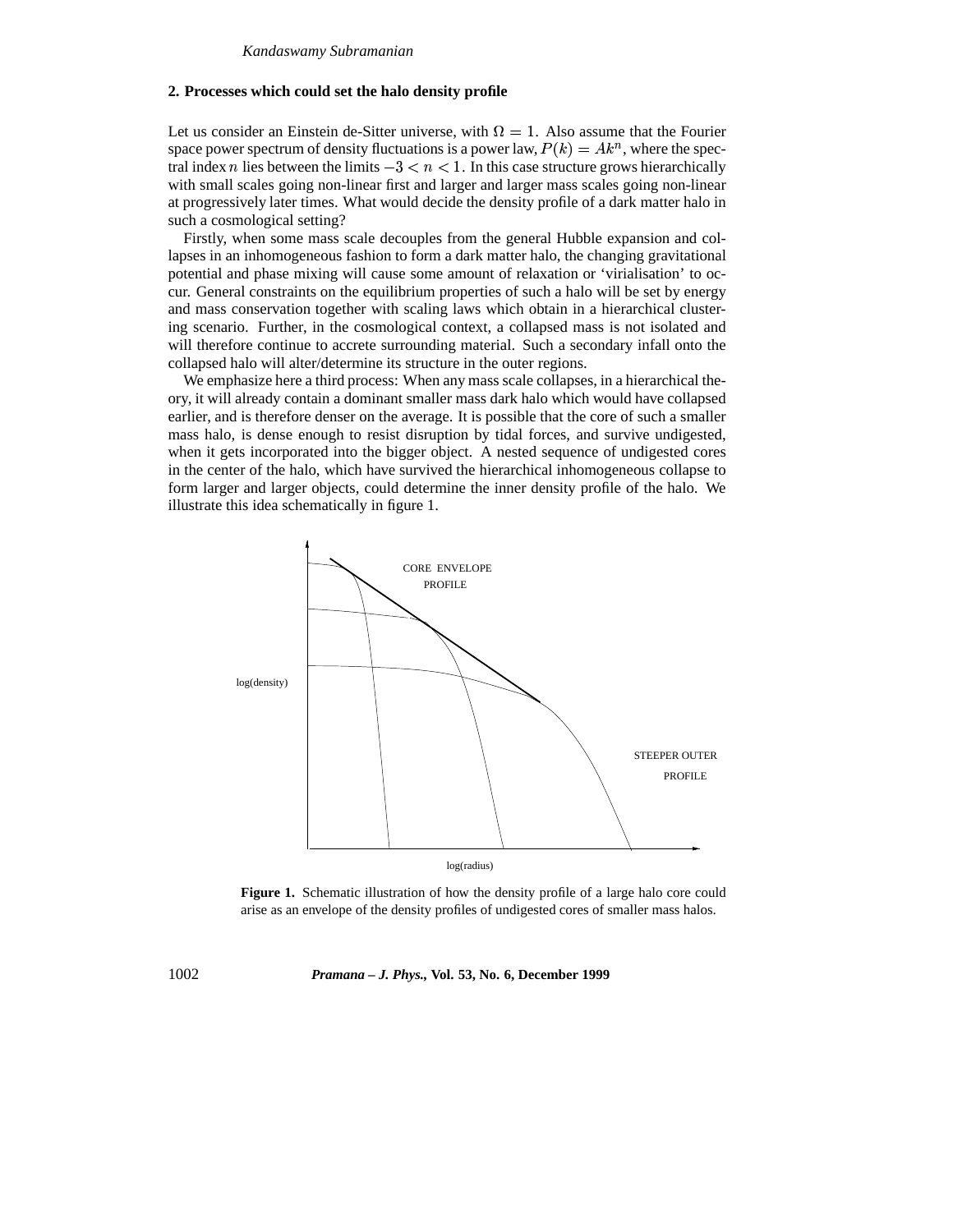## 2. Processes which could set the halo density profile

Let us consider an Einstein de-Sitter universe, with $\Omega = 1$. Also assume that the Fourier space power spectrum of density fluctuations is a power law, $P(k) = Ak^n$, where the spectral index $n$ lies between the limits $-3 < n < 1$. In this case structure grows hierarchically with small scales going non-linear first and larger and larger mass scales going non-linear at progressively later times. What would decide the density profile of a dark matter halo in such a cosmological setting?

Firstly, when some mass scale decouples from the general Hubble expansion and collapses in an inhomogeneous fashion to form a dark matter halo, the changing gravitational potential and phase mixing will cause some amount of relaxation or 'virialisation' to occur. General constraints on the equilibrium properties of such a halo will be set by energy and mass conservation together with scaling laws which obtain in a hierarchical clustering scenario. Further, in the cosmological context, a collapsed mass is not isolated and will therefore continue to accrete surrounding material. Such a secondary infall onto the collapsed halo will alter/determine its structure in the outer regions.

We emphasize here a third process: When any mass scale collapses, in a hierarchical theory, it will already contain a dominant smaller mass dark halo which would have collapsed earlier, and is therefore denser on the average. It is possible that the core of such a smaller mass halo, is dense enough to resist disruption by tidal forces, and survive undigested, when it gets incorporated into the bigger object. A nested sequence of undigested cores in the center of the halo, which have survived the hierarchical inhomogeneous collapse to form larger and larger objects, could determine the inner density profile of the halo. We illustrate this idea schematically in figure 1.

**Figure 1.** Schematic illustration of how the density profile of a large halo core could arise as an envelope of the density profiles of undigested cores of smaller mass halos.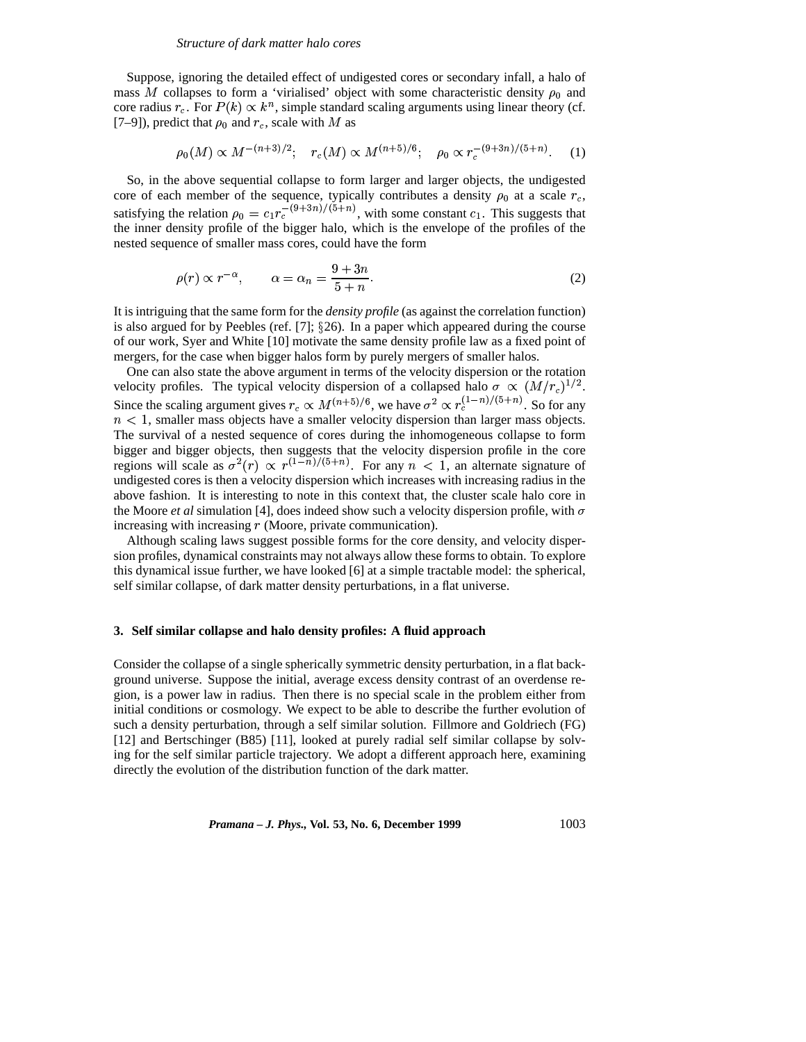Suppose, ignoring the detailed effect of undigested cores or secondary infall, a halo of mass $M$ collapses to form a 'virialised' object with some characteristic density $\rho_0$ and core radius $r_c$. For $P(k) \propto k^n$, simple standard scaling arguments using linear theory (cf. [7–9]), predict that $\rho_0$ and $r_c$, scale with $M$ as

$$\rho_0(M) \propto M^{-(n+3)/2}; \quad r_c(M) \propto M^{(n+5)/6}; \quad \rho_0 \propto r_c^{-(9+3n)/(5+n)}. \quad (1)$$

So, in the above sequential collapse to form larger and larger objects, the undigested core of each member of the sequence, typically contributes a density $\rho_0$ at a scale $r_c$, satisfying the relation $\rho_0 = c_1 r_c^{-(9+3n)/(5+n)}$, with some constant $c_1$. This suggests that the inner density profile of the bigger halo, which is the envelope of the profiles of the nested sequence of smaller mass cores, could have the form

$$\rho(r) \propto r^{-\alpha}, \qquad \alpha = \alpha_n = \frac{9+3n}{5+n}. \quad (2)$$

It is intriguing that the same form for the *density profile* (as against the correlation function) is also argued for by Peebles (ref. [7]; §26). In a paper which appeared during the course of our work, Syer and White [10] motivate the same density profile law as a fixed point of mergers, for the case when bigger halos form by purely mergers of smaller halos.

One can also state the above argument in terms of the velocity dispersion or the rotation velocity profiles. The typical velocity dispersion of a collapsed halo $\sigma \propto (M/r_c)^{1/2}$. Since the scaling argument gives $r_c \propto M^{(n+5)/6}$, we have $\sigma^2 \propto r_c^{(1-n)/(5+n)}$. So for any $n < 1$, smaller mass objects have a smaller velocity dispersion than larger mass objects. The survival of a nested sequence of cores during the inhomogeneous collapse to form bigger and bigger objects, then suggests that the velocity dispersion profile in the core regions will scale as $\sigma^2(r) \propto r^{(1-n)/(5+n)}$. For any $n < 1$, an alternate signature of undigested cores is then a velocity dispersion which increases with increasing radius in the above fashion. It is interesting to note in this context that, the cluster scale halo core in the Moore *et al* simulation [4], does indeed show such a velocity dispersion profile, with $\sigma$ increasing with increasing $r$ (Moore, private communication).

Although scaling laws suggest possible forms for the core density, and velocity dispersion profiles, dynamical constraints may not always allow these forms to obtain. To explore this dynamical issue further, we have looked [6] at a simple tractable model: the spherical, self similar collapse, of dark matter density perturbations, in a flat universe.

## 3. Self similar collapse and halo density profiles: A fluid approach

Consider the collapse of a single spherically symmetric density perturbation, in a flat background universe. Suppose the initial, average excess density contrast of an overdense region, is a power law in radius. Then there is no special scale in the problem either from initial conditions or cosmology. We expect to be able to describe the further evolution of such a density perturbation, through a self similar solution. Fillmore and Goldriech (FG) [12] and Bertschinger (B85) [11], looked at purely radial self similar collapse by solving for the self similar particle trajectory. We adopt a different approach here, examining directly the evolution of the distribution function of the dark matter.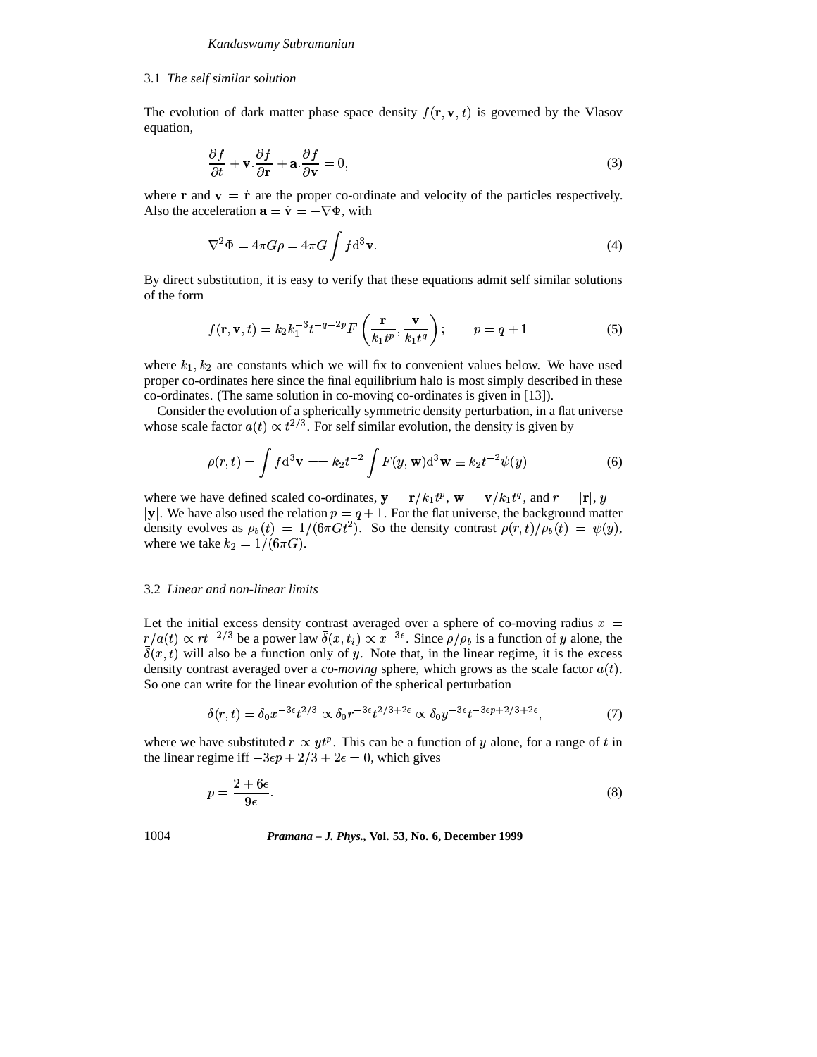### 3.1 *The self similar solution*

The evolution of dark matter phase space density $f(\mathbf{r}, \mathbf{v}, t)$ is governed by the Vlasov equation,

$$\frac{\partial f}{\partial t} + \mathbf{v}.\frac{\partial f}{\partial \mathbf{r}} + \mathbf{a}.\frac{\partial f}{\partial \mathbf{v}} = 0, \tag{3}$$

where $\mathbf{r}$ and $\mathbf{v} = \dot{\mathbf{r}}$ are the proper co-ordinate and velocity of the particles respectively. Also the acceleration $\mathbf{a} = \dot{\mathbf{v}} = -\nabla\Phi$, with

$$\nabla^2\Phi = 4\pi G\rho = 4\pi G \int f \mathrm{d}^3\mathbf{v}. \tag{4}$$

By direct substitution, it is easy to verify that these equations admit self similar solutions of the form

$$f(\mathbf{r}, \mathbf{v}, t) = k_2 k_1^{-3} t^{-q-2p} F\left(\frac{\mathbf{r}}{k_1 t^p}, \frac{\mathbf{v}}{k_1 t^q}\right); \qquad p = q + 1 \tag{5}$$

where $k_1, k_2$ are constants which we will fix to convenient values below. We have used proper co-ordinates here since the final equilibrium halo is most simply described in these co-ordinates. (The same solution in co-moving co-ordinates is given in [13]).

Consider the evolution of a spherically symmetric density perturbation, in a flat universe whose scale factor $a(t) \propto t^{2/3}$. For self similar evolution, the density is given by

$$\rho(r, t) = \int f \mathrm{d}^3\mathbf{v} == k_2 t^{-2} \int F(y, \mathbf{w}) \mathrm{d}^3\mathbf{w} \equiv k_2 t^{-2} \psi(y) \tag{6}$$

where we have defined scaled co-ordinates, $\mathbf{y} = \mathbf{r}/k_1 t^p$, $\mathbf{w} = \mathbf{v}/k_1 t^q$, and $r = |\mathbf{r}|$, $y = |\mathbf{y}|$. We have also used the relation $p = q + 1$. For the flat universe, the background matter density evolves as $\rho_b(t) = 1/(6\pi G t^2)$. So the density contrast $\rho(r, t)/\rho_b(t) = \psi(y)$, where we take $k_2 = 1/(6\pi G)$.

### 3.2 *Linear and non-linear limits*

Let the initial excess density contrast averaged over a sphere of co-moving radius $x = r/a(t) \propto r t^{-2/3}$ be a power law $\bar{\delta}(x, t_i) \propto x^{-3\epsilon}$. Since $\rho/\rho_b$ is a function of $y$ alone, the $\bar{\delta}(x, t)$ will also be a function only of $y$. Note that, in the linear regime, it is the excess density contrast averaged over a *co-moving* sphere, which grows as the scale factor $a(t)$. So one can write for the linear evolution of the spherical perturbation

$$\bar{\delta}(r, t) = \bar{\delta}_0 x^{-3\epsilon} t^{2/3} \propto \bar{\delta}_0 r^{-3\epsilon} t^{2/3+2\epsilon} \propto \bar{\delta}_0 y^{-3\epsilon} t^{-3\epsilon p + 2/3 + 2\epsilon}, \tag{7}$$

where we have substituted $r \propto y t^p$. This can be a function of $y$ alone, for a range of $t$ in the linear regime iff $-3\epsilon p + 2/3 + 2\epsilon = 0$, which gives

$$p = \frac{2 + 6\epsilon}{9\epsilon}. \tag{8}$$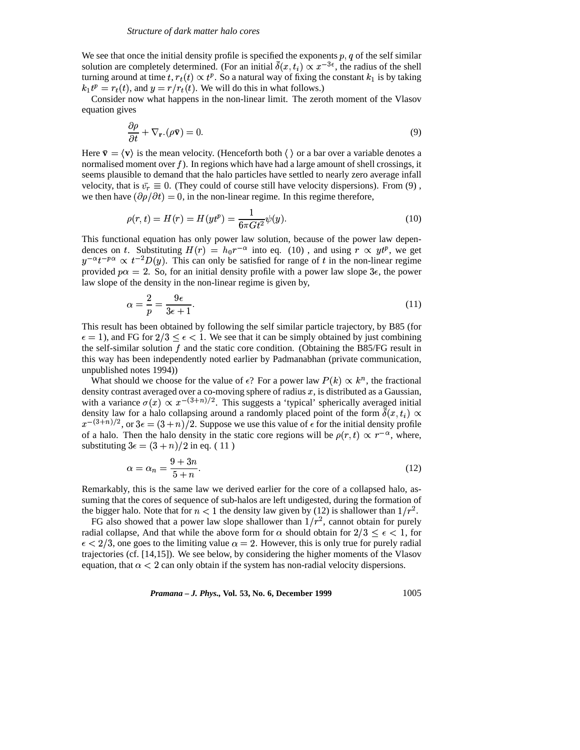We see that once the initial density profile is specified the exponents $p, q$ of the self similar solution are completely determined. (For an initial $\bar{\delta}(x, t_i) \propto x^{-3\epsilon}$, the radius of the shell turning around at time $t$, $r_t(t) \propto t^p$. So a natural way of fixing the constant $k_1$ is by taking $k_1 t^p = r_t(t)$, and $y = r/r_t(t)$. We will do this in what follows.)

Consider now what happens in the non-linear limit. The zeroth moment of the Vlasov equation gives

$$\frac{\partial \rho}{\partial t} + \nabla_{\mathbf{r}}.(\rho \bar{\mathbf{v}}) = 0. \tag{9}$$

Here $\bar{\mathbf{v}} = \langle \mathbf{v} \rangle$ is the mean velocity. (Henceforth both $\langle\ \rangle$ or a bar over a variable denotes a normalised moment over $f$). In regions which have had a large amount of shell crossings, it seems plausible to demand that the halo particles have settled to nearly zero average infall velocity, that is $\bar{v_r} \equiv 0$. (They could of course still have velocity dispersions). From (9) , we then have $(\partial \rho/\partial t) = 0$, in the non-linear regime. In this regime therefore,

$$\rho(r, t) = H(r) = H(yt^p) = \frac{1}{6\pi G t^2}\psi(y). \tag{10}$$

This functional equation has only power law solution, because of the power law dependences on $t$. Substituting $H(r) = h_0 r^{-\alpha}$ into eq. (10) , and using $r \propto yt^p$, we get $y^{-\alpha} t^{-p\alpha} \propto t^{-2} D(y)$. This can only be satisfied for range of $t$ in the non-linear regime provided $p\alpha = 2$. So, for an initial density profile with a power law slope $3\epsilon$, the power law slope of the density in the non-linear regime is given by,

$$\alpha = \frac{2}{p} = \frac{9\epsilon}{3\epsilon + 1}. \tag{11}$$

This result has been obtained by following the self similar particle trajectory, by B85 (for $\epsilon = 1$), and FG for $2/3 \leq \epsilon < 1$. We see that it can be simply obtained by just combining the self-similar solution $f$ and the static core condition. (Obtaining the B85/FG result in this way has been independently noted earlier by Padmanabhan (private communication, unpublished notes 1994))

What should we choose for the value of $\epsilon$? For a power law $P(k) \propto k^n$, the fractional density contrast averaged over a co-moving sphere of radius $x$, is distributed as a Gaussian, with a variance $\sigma(x) \propto x^{-(3+n)/2}$. This suggests a 'typical' spherically averaged initial density law for a halo collapsing around a randomly placed point of the form $\bar{\delta}(x, t_i) \propto x^{-(3+n)/2}$, or $3\epsilon = (3+n)/2$. Suppose we use this value of $\epsilon$ for the initial density profile of a halo. Then the halo density in the static core regions will be $\rho(r, t) \propto r^{-\alpha}$, where, substituting $3\epsilon = (3+n)/2$ in eq. ( 11 )

$$\alpha = \alpha_n = \frac{9 + 3n}{5 + n}. \tag{12}$$

Remarkably, this is the same law we derived earlier for the core of a collapsed halo, assuming that the cores of sequence of sub-halos are left undigested, during the formation of the bigger halo. Note that for $n < 1$ the density law given by (12) is shallower than $1/r^2$.

FG also showed that a power law slope shallower than $1/r^2$, cannot obtain for purely radial collapse, And that while the above form for $\alpha$ should obtain for $2/3 \leq \epsilon < 1$, for $\epsilon < 2/3$, one goes to the limiting value $\alpha = 2$. However, this is only true for purely radial trajectories (cf. [14,15]). We see below, by considering the higher moments of the Vlasov equation, that $\alpha < 2$ can only obtain if the system has non-radial velocity dispersions.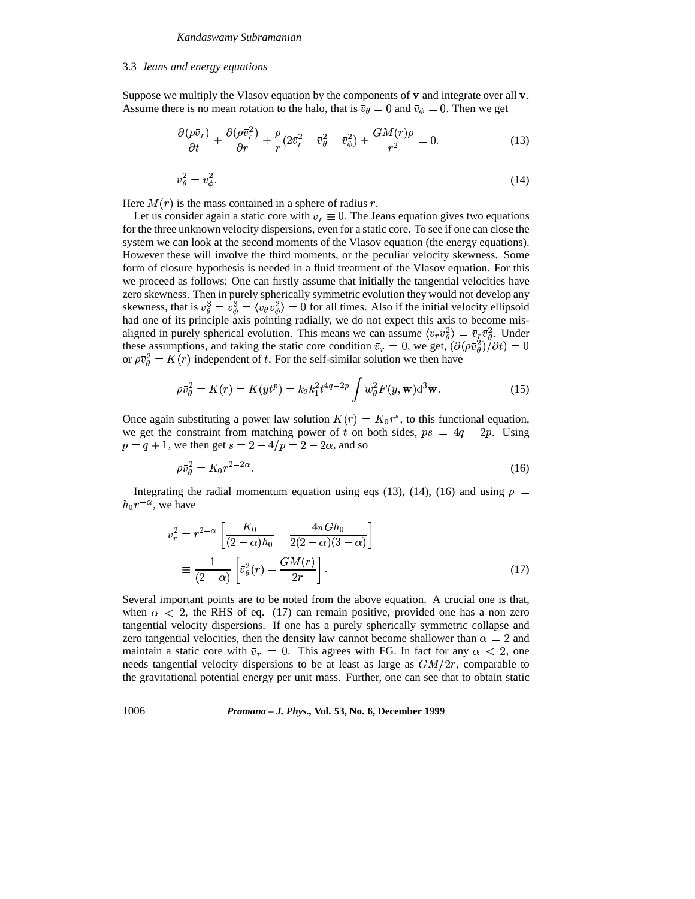### 3.3 *Jeans and energy equations*

Suppose we multiply the Vlasov equation by the components of $\mathbf{v}$ and integrate over all $\mathbf{v}$. Assume there is no mean rotation to the halo, that is $\bar{v}_\theta = 0$ and $\bar{v}_\phi = 0$. Then we get

$$\frac{\partial(\rho\bar{v}_r)}{\partial t} + \frac{\partial(\rho\bar{v}_r^2)}{\partial r} + \frac{\rho}{r}(2\bar{v}_r^2 - \bar{v}_\theta^2 - \bar{v}_\phi^2) + \frac{GM(r)\rho}{r^2} = 0. \tag{13}$$

$$\bar{v}_\theta^2 = \bar{v}_\phi^2. \tag{14}$$

Here $M(r)$ is the mass contained in a sphere of radius $r$.

Let us consider again a static core with $\bar{v}_r \equiv 0$. The Jeans equation gives two equations for the three unknown velocity dispersions, even for a static core. To see if one can close the system we can look at the second moments of the Vlasov equation (the energy equations). However these will involve the third moments, or the peculiar velocity skewness. Some form of closure hypothesis is needed in a fluid treatment of the Vlasov equation. For this we proceed as follows: One can firstly assume that initially the tangential velocities have zero skewness. Then in purely spherically symmetric evolution they would not develop any skewness, that is $\bar{v}_\theta^3 = \bar{v}_\phi^3 = \langle v_\theta v_\phi^2 \rangle = 0$ for all times. Also if the initial velocity ellipsoid had one of its principle axis pointing radially, we do not expect this axis to become misaligned in purely spherical evolution. This means we can assume $\langle v_r v_\theta^2 \rangle = \bar{v}_r \bar{v}_\theta^2$. Under these assumptions, and taking the static core condition $\bar{v}_r = 0$, we get, $(\partial(\rho\bar{v}_\theta^2)/\partial t) = 0$ or $\rho\bar{v}_\theta^2 = K(r)$ independent of $t$. For the self-similar solution we then have

$$\rho\bar{v}_\theta^2 = K(r) = K(yt^p) = k_2 k_1^2 t^{4q-2p} \int w_\theta^2 F(y, \mathbf{w}) \mathrm{d}^3\mathbf{w}. \tag{15}$$

Once again substituting a power law solution $K(r) = K_0 r^s$, to this functional equation, we get the constraint from matching power of $t$ on both sides, $ps = 4q - 2p$. Using $p = q + 1$, we then get $s = 2 - 4/p = 2 - 2\alpha$, and so

$$\rho\bar{v}_\theta^2 = K_0 r^{2-2\alpha}. \tag{16}$$

Integrating the radial momentum equation using eqs (13), (14), (16) and using $\rho = h_0 r^{-\alpha}$, we have

$$\begin{aligned}\bar{v}_r^2 &= r^{2-\alpha}\left[\frac{K_0}{(2-\alpha)h_0} - \frac{4\pi G h_0}{2(2-\alpha)(3-\alpha)}\right] \\ &\equiv \frac{1}{(2-\alpha)}\left[\bar{v}_\theta^2(r) - \frac{GM(r)}{2r}\right].\end{aligned} \tag{17}$$

Several important points are to be noted from the above equation. A crucial one is that, when $\alpha < 2$, the RHS of eq. (17) can remain positive, provided one has a non zero tangential velocity dispersions. If one has a purely spherically symmetric collapse and zero tangential velocities, then the density law cannot become shallower than $\alpha = 2$ and maintain a static core with $\bar{v}_r = 0$. This agrees with FG. In fact for any $\alpha < 2$, one needs tangential velocity dispersions to be at least as large as $GM/2r$, comparable to the gravitational potential energy per unit mass. Further, one can see that to obtain static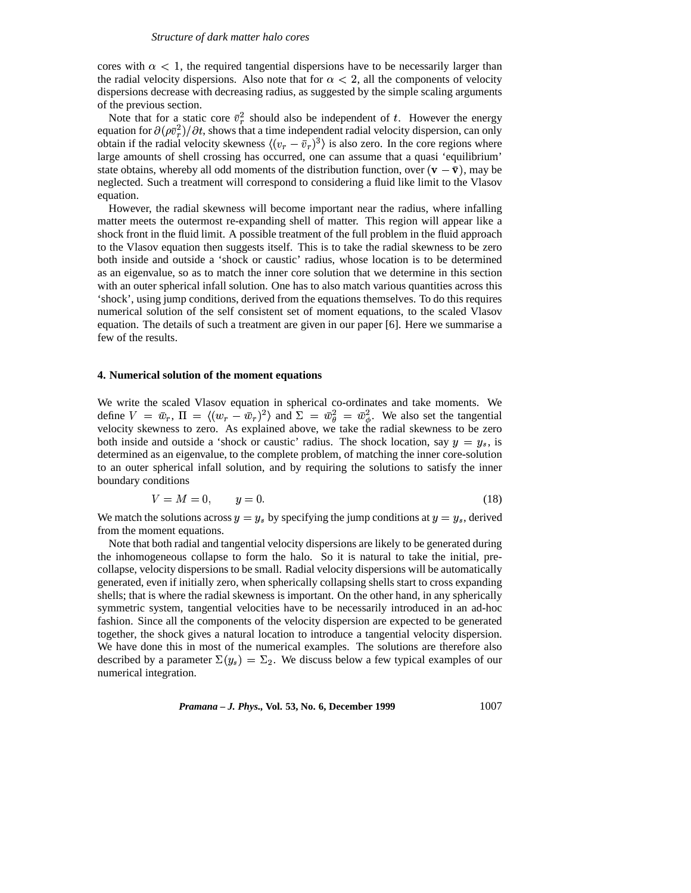cores with $\alpha < 1$, the required tangential dispersions have to be necessarily larger than the radial velocity dispersions. Also note that for $\alpha < 2$, all the components of velocity dispersions decrease with decreasing radius, as suggested by the simple scaling arguments of the previous section.

Note that for a static core $\bar{v}_r^2$ should also be independent of $t$. However the energy equation for $\partial(\rho\bar{v}_r^2)/\partial t$, shows that a time independent radial velocity dispersion, can only obtain if the radial velocity skewness $\langle(v_r - \bar{v}_r)^3\rangle$ is also zero. In the core regions where large amounts of shell crossing has occurred, one can assume that a quasi 'equilibrium' state obtains, whereby all odd moments of the distribution function, over $(\mathbf{v} - \bar{\mathbf{v}})$, may be neglected. Such a treatment will correspond to considering a fluid like limit to the Vlasov equation.

However, the radial skewness will become important near the radius, where infalling matter meets the outermost re-expanding shell of matter. This region will appear like a shock front in the fluid limit. A possible treatment of the full problem in the fluid approach to the Vlasov equation then suggests itself. This is to take the radial skewness to be zero both inside and outside a 'shock or caustic' radius, whose location is to be determined as an eigenvalue, so as to match the inner core solution that we determine in this section with an outer spherical infall solution. One has to also match various quantities across this 'shock', using jump conditions, derived from the equations themselves. To do this requires numerical solution of the self consistent set of moment equations, to the scaled Vlasov equation. The details of such a treatment are given in our paper [6]. Here we summarise a few of the results.

## 4. Numerical solution of the moment equations

We write the scaled Vlasov equation in spherical co-ordinates and take moments. We define $V = \bar{w}_r$, $\Pi = \langle(w_r - \bar{w}_r)^2\rangle$ and $\Sigma = \bar{w}_\theta^2 = \bar{w}_\phi^2$. We also set the tangential velocity skewness to zero. As explained above, we take the radial skewness to be zero both inside and outside a 'shock or caustic' radius. The shock location, say $y = y_s$, is determined as an eigenvalue, to the complete problem, of matching the inner core-solution to an outer spherical infall solution, and by requiring the solutions to satisfy the inner boundary conditions

$$V = M = 0, \qquad y = 0. \tag{18}$$

We match the solutions across $y = y_s$ by specifying the jump conditions at $y = y_s$, derived from the moment equations.

Note that both radial and tangential velocity dispersions are likely to be generated during the inhomogeneous collapse to form the halo. So it is natural to take the initial, pre-collapse, velocity dispersions to be small. Radial velocity dispersions will be automatically generated, even if initially zero, when spherically collapsing shells start to cross expanding shells; that is where the radial skewness is important. On the other hand, in any spherically symmetric system, tangential velocities have to be necessarily introduced in an ad-hoc fashion. Since all the components of the velocity dispersion are expected to be generated together, the shock gives a natural location to introduce a tangential velocity dispersion. We have done this in most of the numerical examples. The solutions are therefore also described by a parameter $\Sigma(y_s) = \Sigma_2$. We discuss below a few typical examples of our numerical integration.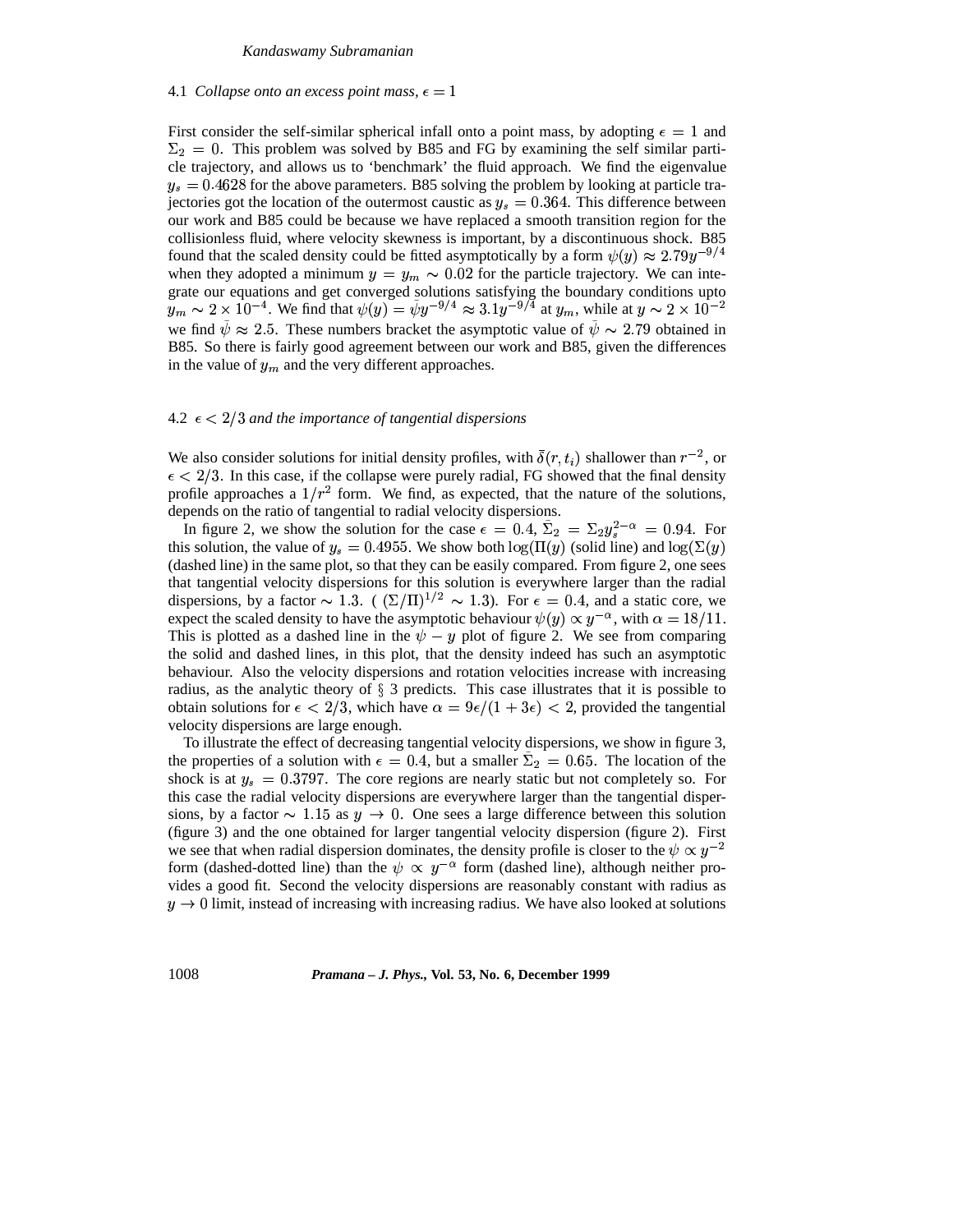### 4.1 *Collapse onto an excess point mass, $\epsilon = 1$*

First consider the self-similar spherical infall onto a point mass, by adopting $\epsilon = 1$ and $\Sigma_2 = 0$. This problem was solved by B85 and FG by examining the self similar particle trajectory, and allows us to 'benchmark' the fluid approach. We find the eigenvalue $y_s = 0.4628$ for the above parameters. B85 solving the problem by looking at particle trajectories got the location of the outermost caustic as $y_s = 0.364$. This difference between our work and B85 could be because we have replaced a smooth transition region for the collisionless fluid, where velocity skewness is important, by a discontinuous shock. B85 found that the scaled density could be fitted asymptotically by a form $\psi(y) \approx 2.79y^{-9/4}$ when they adopted a minimum $y = y_m \sim 0.02$ for the particle trajectory. We can integrate our equations and get converged solutions satisfying the boundary conditions upto $y_m \sim 2 \times 10^{-4}$. We find that $\psi(y) = \bar{\psi}y^{-9/4} \approx 3.1y^{-9/4}$ at $y_m$, while at $y \sim 2 \times 10^{-2}$ we find $\bar{\psi} \approx 2.5$. These numbers bracket the asymptotic value of $\bar{\psi} \sim 2.79$ obtained in B85. So there is fairly good agreement between our work and B85, given the differences in the value of $y_m$ and the very different approaches.

### 4.2 *$\epsilon < 2/3$ and the importance of tangential dispersions*

We also consider solutions for initial density profiles, with $\bar{\delta}(r, t_i)$ shallower than $r^{-2}$, or $\epsilon < 2/3$. In this case, if the collapse were purely radial, FG showed that the final density profile approaches a $1/r^2$ form. We find, as expected, that the nature of the solutions, depends on the ratio of tangential to radial velocity dispersions.

In figure 2, we show the solution for the case $\epsilon = 0.4$, $\bar{\Sigma}_2 = \Sigma_2 y_s^{2-\alpha} = 0.94$. For this solution, the value of $y_s = 0.4955$. We show both $\log(\Pi(y)$ (solid line) and $\log(\Sigma(y)$ (dashed line) in the same plot, so that they can be easily compared. From figure 2, one sees that tangential velocity dispersions for this solution is everywhere larger than the radial dispersions, by a factor $\sim 1.3$. ( $(\Sigma/\Pi)^{1/2} \sim 1.3$). For $\epsilon = 0.4$, and a static core, we expect the scaled density to have the asymptotic behaviour $\psi(y) \propto y^{-\alpha}$, with $\alpha = 18/11$. This is plotted as a dashed line in the $\psi - y$ plot of figure 2. We see from comparing the solid and dashed lines, in this plot, that the density indeed has such an asymptotic behaviour. Also the velocity dispersions and rotation velocities increase with increasing radius, as the analytic theory of § 3 predicts. This case illustrates that it is possible to obtain solutions for $\epsilon < 2/3$, which have $\alpha = 9\epsilon/(1 + 3\epsilon) < 2$, provided the tangential velocity dispersions are large enough.

To illustrate the effect of decreasing tangential velocity dispersions, we show in figure 3, the properties of a solution with $\epsilon = 0.4$, but a smaller $\bar{\Sigma}_2 = 0.65$. The location of the shock is at $y_s = 0.3797$. The core regions are nearly static but not completely so. For this case the radial velocity dispersions are everywhere larger than the tangential dispersions, by a factor $\sim 1.15$ as $y \to 0$. One sees a large difference between this solution (figure 3) and the one obtained for larger tangential velocity dispersion (figure 2). First we see that when radial dispersion dominates, the density profile is closer to the $\psi \propto y^{-2}$ form (dashed-dotted line) than the $\psi \propto y^{-\alpha}$ form (dashed line), although neither provides a good fit. Second the velocity dispersions are reasonably constant with radius as $y \to 0$ limit, instead of increasing with increasing radius. We have also looked at solutions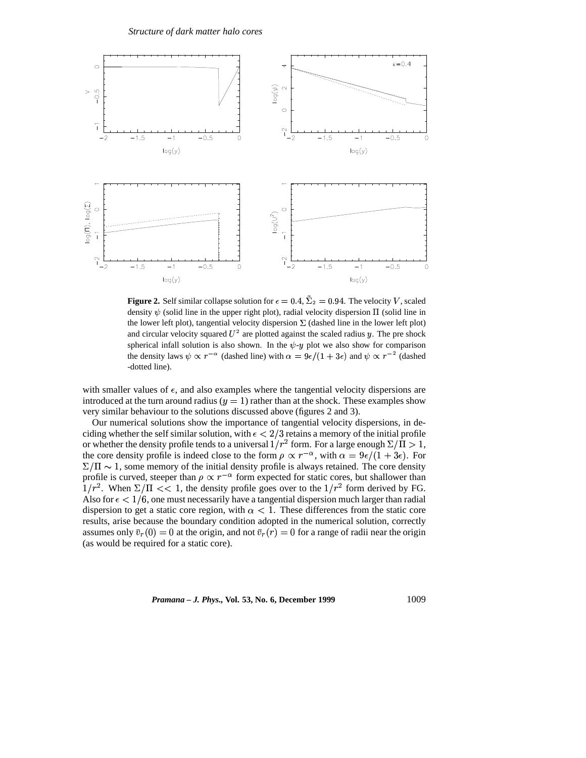**Figure 2.** Self similar collapse solution for $\epsilon = 0.4$, $\tilde{\Sigma}_2 = 0.94$. The velocity $V$, scaled density $\psi$ (solid line in the upper right plot), radial velocity dispersion $\Pi$ (solid line in the lower left plot), tangential velocity dispersion $\Sigma$ (dashed line in the lower left plot) and circular velocity squared $U^2$ are plotted against the scaled radius $y$. The pre shock spherical infall solution is also shown. In the $\psi$-$y$ plot we also show for comparison the density laws $\psi \propto r^{-\alpha}$ (dashed line) with $\alpha = 9\epsilon/(1+3\epsilon)$ and $\psi \propto r^{-2}$ (dashed -dotted line).

with smaller values of $\epsilon$, and also examples where the tangential velocity dispersions are introduced at the turn around radius ($y = 1$) rather than at the shock. These examples show very similar behaviour to the solutions discussed above (figures 2 and 3).

Our numerical solutions show the importance of tangential velocity dispersions, in deciding whether the self similar solution, with $\epsilon < 2/3$ retains a memory of the initial profile or whether the density profile tends to a universal $1/r^2$ form. For a large enough $\Sigma/\Pi > 1$, the core density profile is indeed close to the form $\rho \propto r^{-\alpha}$, with $\alpha = 9\epsilon/(1+3\epsilon)$. For $\Sigma/\Pi \sim 1$, some memory of the initial density profile is always retained. The core density profile is curved, steeper than $\rho \propto r^{-\alpha}$ form expected for static cores, but shallower than $1/r^2$. When $\Sigma/\Pi << 1$, the density profile goes over to the $1/r^2$ form derived by FG. Also for $\epsilon < 1/6$, one must necessarily have a tangential dispersion much larger than radial dispersion to get a static core region, with $\alpha < 1$. These differences from the static core results, arise because the boundary condition adopted in the numerical solution, correctly assumes only $\bar{v}_r(0) = 0$ at the origin, and not $\bar{v}_r(r) = 0$ for a range of radii near the origin (as would be required for a static core).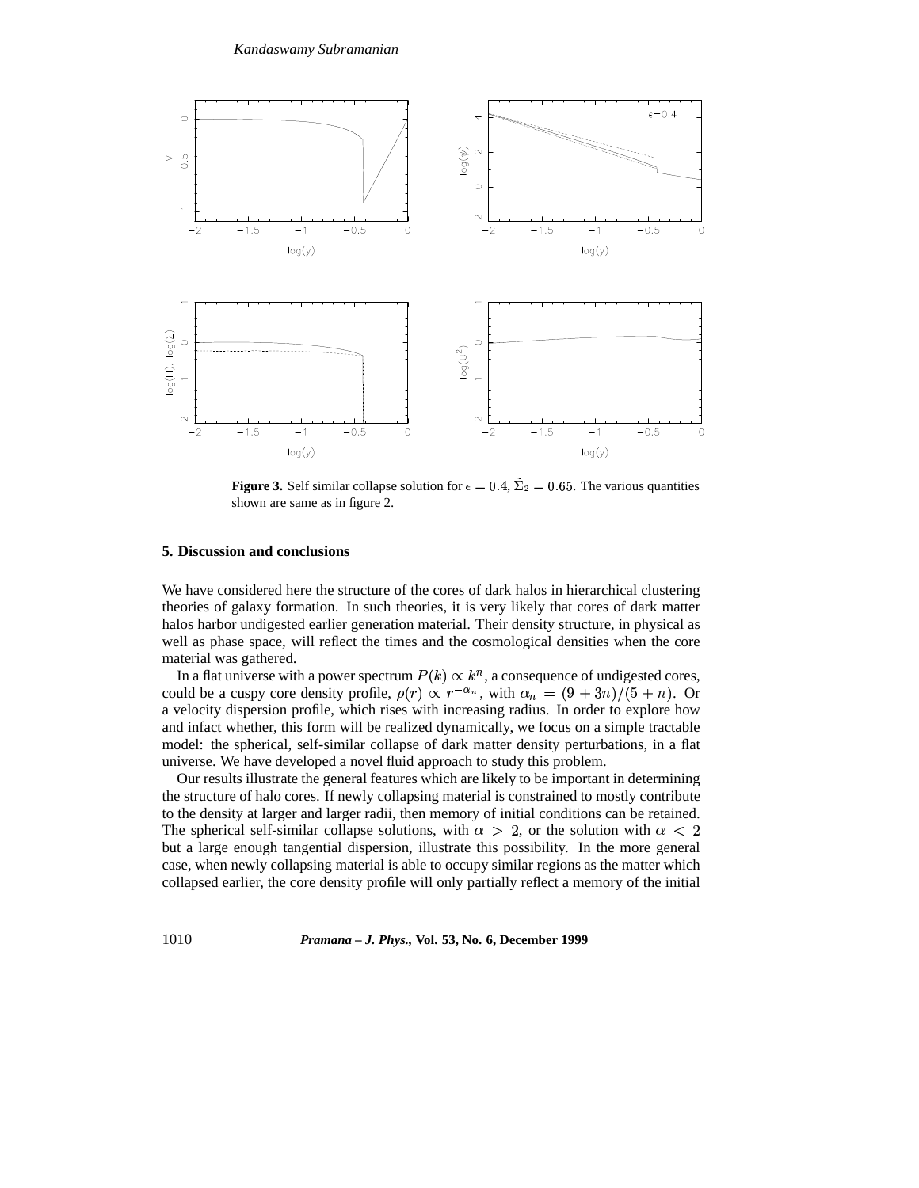**Figure 3.** Self similar collapse solution for $\epsilon = 0.4$, $\tilde{\Sigma}_2 = 0.65$. The various quantities shown are same as in figure 2.

## 5. Discussion and conclusions

We have considered here the structure of the cores of dark halos in hierarchical clustering theories of galaxy formation. In such theories, it is very likely that cores of dark matter halos harbor undigested earlier generation material. Their density structure, in physical as well as phase space, will reflect the times and the cosmological densities when the core material was gathered.

In a flat universe with a power spectrum $P(k) \propto k^n$, a consequence of undigested cores, could be a cuspy core density profile, $\rho(r) \propto r^{-\alpha_n}$, with $\alpha_n = (9+3n)/(5+n)$. Or a velocity dispersion profile, which rises with increasing radius. In order to explore how and infact whether, this form will be realized dynamically, we focus on a simple tractable model: the spherical, self-similar collapse of dark matter density perturbations, in a flat universe. We have developed a novel fluid approach to study this problem.

Our results illustrate the general features which are likely to be important in determining the structure of halo cores. If newly collapsing material is constrained to mostly contribute to the density at larger and larger radii, then memory of initial conditions can be retained. The spherical self-similar collapse solutions, with $\alpha > 2$, or the solution with $\alpha < 2$ but a large enough tangential dispersion, illustrate this possibility. In the more general case, when newly collapsing material is able to occupy similar regions as the matter which collapsed earlier, the core density profile will only partially reflect a memory of the initial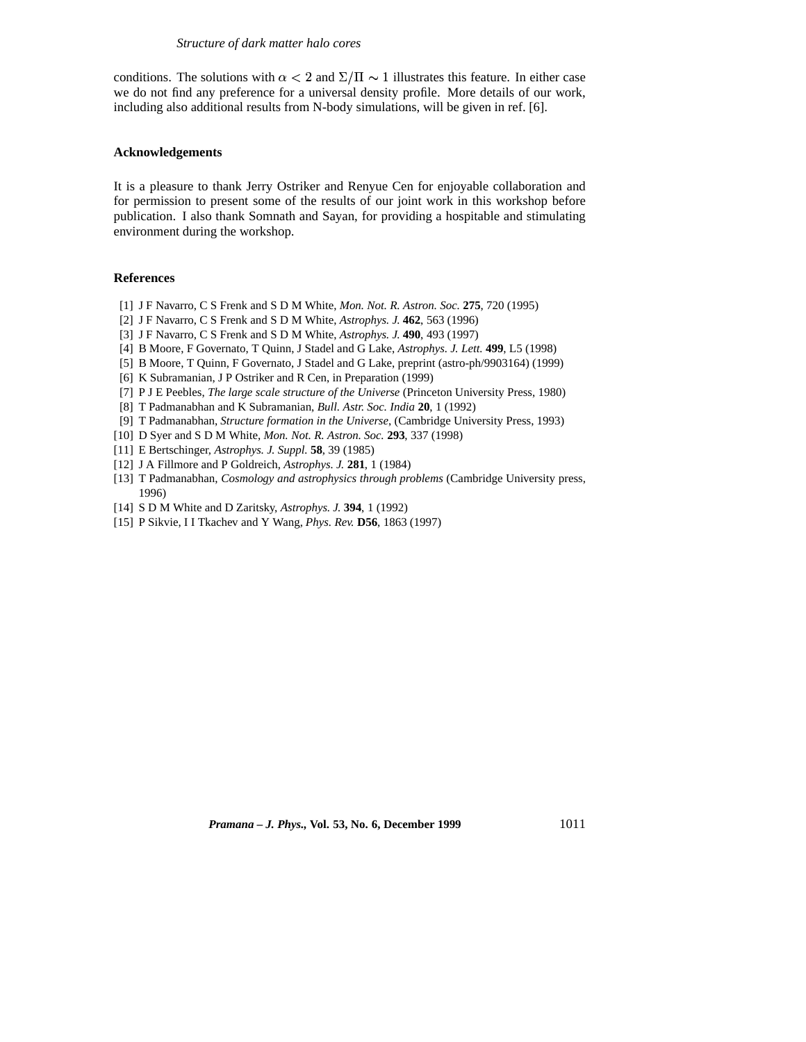conditions. The solutions with $\alpha < 2$ and $\Sigma/\Pi \sim 1$ illustrates this feature. In either case we do not find any preference for a universal density profile. More details of our work, including also additional results from N-body simulations, will be given in ref. [6].

### Acknowledgements

It is a pleasure to thank Jerry Ostriker and Renyue Cen for enjoyable collaboration and for permission to present some of the results of our joint work in this workshop before publication. I also thank Somnath and Sayan, for providing a hospitable and stimulating environment during the workshop.

### References

[1] J F Navarro, C S Frenk and S D M White, *Mon. Not. R. Astron. Soc.* **275**, 720 (1995)
[2] J F Navarro, C S Frenk and S D M White, *Astrophys. J.* **462**, 563 (1996)
[3] J F Navarro, C S Frenk and S D M White, *Astrophys. J.* **490**, 493 (1997)
[4] B Moore, F Governato, T Quinn, J Stadel and G Lake, *Astrophys. J. Lett.* **499**, L5 (1998)
[5] B Moore, T Quinn, F Governato, J Stadel and G Lake, preprint (astro-ph/9903164) (1999)
[6] K Subramanian, J P Ostriker and R Cen, in Preparation (1999)
[7] P J E Peebles, *The large scale structure of the Universe* (Princeton University Press, 1980)
[8] T Padmanabhan and K Subramanian, *Bull. Astr. Soc. India* **20**, 1 (1992)
[9] T Padmanabhan, *Structure formation in the Universe*, (Cambridge University Press, 1993)
[10] D Syer and S D M White, *Mon. Not. R. Astron. Soc.* **293**, 337 (1998)
[11] E Bertschinger, *Astrophys. J. Suppl.* **58**, 39 (1985)
[12] J A Fillmore and P Goldreich, *Astrophys. J.* **281**, 1 (1984)
[13] T Padmanabhan, *Cosmology and astrophysics through problems* (Cambridge University press, 1996)
[14] S D M White and D Zaritsky, *Astrophys. J.* **394**, 1 (1992)
[15] P Sikvie, I I Tkachev and Y Wang, *Phys. Rev.* **D56**, 1863 (1997)